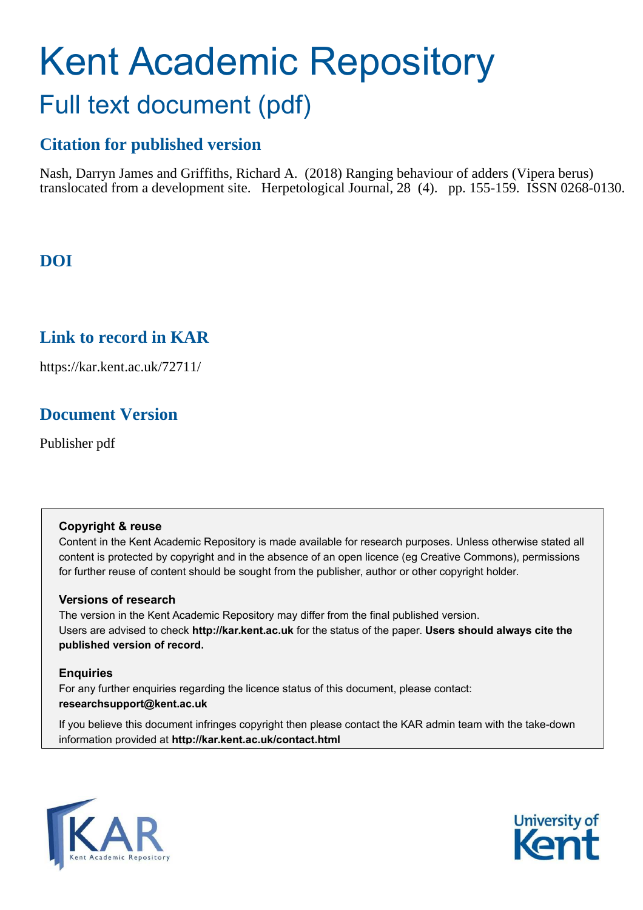# Kent Academic Repository

## Full text document (pdf)

### Citation for published version

Nash, Darryn James and Griffiths, Richard A. (2018) Ranging behaviour of adders (Vipera berus) translocated from a development site. Herpetological Journal, 28 (4). pp. 155-159. ISSN 0268-0130.

### DOI

### Link to record in KAR

https://kar.kent.ac.uk/72711/

### Document Version

Publisher pdf

**Copyright & reuse**

Content in the Kent Academic Repository is made available for research purposes. Unless otherwise stated all content is protected by copyright and in the absence of an open licence (eg Creative Commons), permissions for further reuse of content should be sought from the publisher, author or other copyright holder.

**Versions of research**

The version in the Kent Academic Repository may differ from the final published version. Users are advised to check **http://kar.kent.ac.uk** for the status of the paper. **Users should always cite the published version of record.**

**Enquiries**

For any further enquiries regarding the licence status of this document, please contact: **researchsupport@kent.ac.uk**

If you believe this document infringes copyright then please contact the KAR admin team with the take-down information provided at **http://kar.kent.ac.uk/contact.html**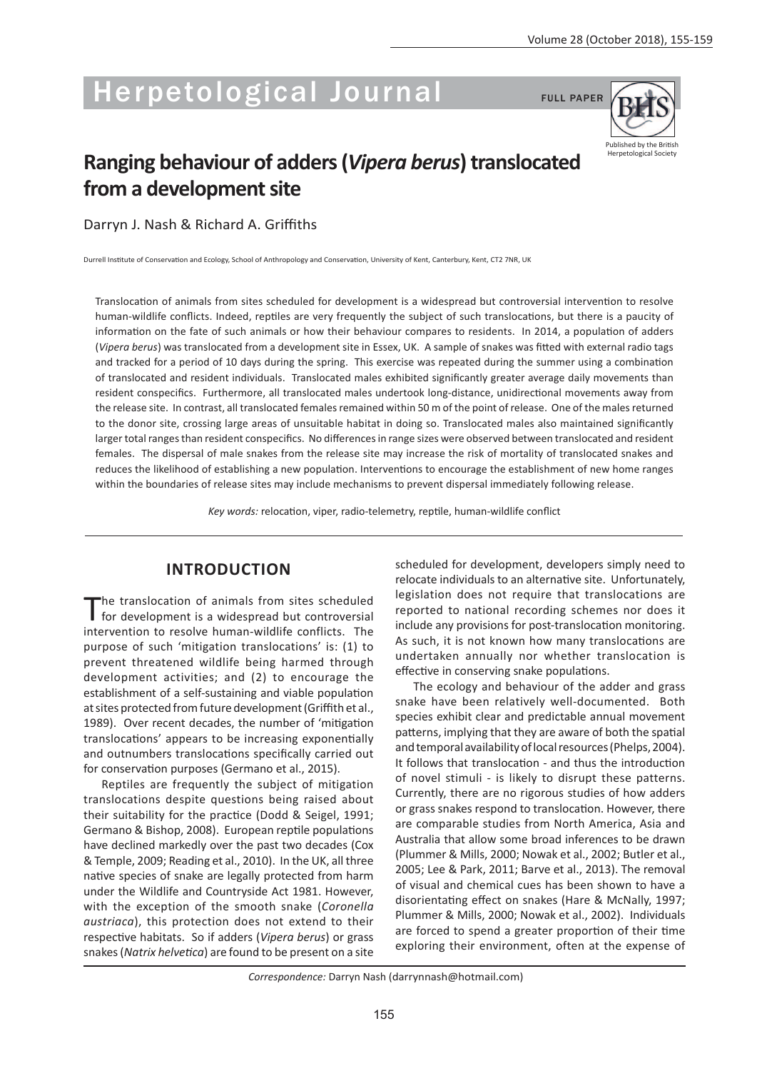# Ranging behaviour of adders (*Vipera berus*) translocated from a development site

Darryn J. Nash & Richard A. Griffiths

Durrell Institute of Conservation and Ecology, School of Anthropology and Conservation, University of Kent, Canterbury, Kent, CT2 7NR, UK

Translocation of animals from sites scheduled for development is a widespread but controversial intervention to resolve human-wildlife conflicts. Indeed, reptiles are very frequently the subject of such translocations, but there is a paucity of information on the fate of such animals or how their behaviour compares to residents. In 2014, a population of adders (*Vipera berus*) was translocated from a development site in Essex, UK. A sample of snakes was fitted with external radio tags and tracked for a period of 10 days during the spring. This exercise was repeated during the summer using a combination of translocated and resident individuals. Translocated males exhibited significantly greater average daily movements than resident conspecifics. Furthermore, all translocated males undertook long-distance, unidirectional movements away from the release site. In contrast, all translocated females remained within 50 m of the point of release. One of the males returned to the donor site, crossing large areas of unsuitable habitat in doing so. Translocated males also maintained significantly larger total ranges than resident conspecifics. No differences in range sizes were observed between translocated and resident females. The dispersal of male snakes from the release site may increase the risk of mortality of translocated snakes and reduces the likelihood of establishing a new population. Interventions to encourage the establishment of new home ranges within the boundaries of release sites may include mechanisms to prevent dispersal immediately following release.

*Key words:* relocation, viper, radio-telemetry, reptile, human-wildlife conflict

## INTRODUCTION

The translocation of animals from sites scheduled for development is a widespread but controversial intervention to resolve human-wildlife conflicts. The purpose of such 'mitigation translocations' is: (1) to prevent threatened wildlife being harmed through development activities; and (2) to encourage the establishment of a self-sustaining and viable population at sites protected from future development (Griffith et al., 1989). Over recent decades, the number of 'mitigation translocations' appears to be increasing exponentially and outnumbers translocations specifically carried out for conservation purposes (Germano et al., 2015).

Reptiles are frequently the subject of mitigation translocations despite questions being raised about their suitability for the practice (Dodd & Seigel, 1991; Germano & Bishop, 2008). European reptile populations have declined markedly over the past two decades (Cox & Temple, 2009; Reading et al., 2010). In the UK, all three native species of snake are legally protected from harm under the Wildlife and Countryside Act 1981. However, with the exception of the smooth snake (*Coronella austriaca*), this protection does not extend to their respective habitats. So if adders (*Vipera berus*) or grass snakes (*Natrix helvetica*) are found to be present on a site scheduled for development, developers simply need to relocate individuals to an alternative site. Unfortunately, legislation does not require that translocations are reported to national recording schemes nor does it include any provisions for post-translocation monitoring. As such, it is not known how many translocations are undertaken annually nor whether translocation is effective in conserving snake populations.

The ecology and behaviour of the adder and grass snake have been relatively well-documented. Both species exhibit clear and predictable annual movement patterns, implying that they are aware of both the spatial and temporal availability of local resources (Phelps, 2004). It follows that translocation - and thus the introduction of novel stimuli - is likely to disrupt these patterns. Currently, there are no rigorous studies of how adders or grass snakes respond to translocation. However, there are comparable studies from North America, Asia and Australia that allow some broad inferences to be drawn (Plummer & Mills, 2000; Nowak et al., 2002; Butler et al., 2005; Lee & Park, 2011; Barve et al., 2013). The removal of visual and chemical cues has been shown to have a disorientating effect on snakes (Hare & McNally, 1997; Plummer & Mills, 2000; Nowak et al., 2002). Individuals are forced to spend a greater proportion of their time exploring their environment, often at the expense of

*Correspondence:* Darryn Nash (darrynnash@hotmail.com)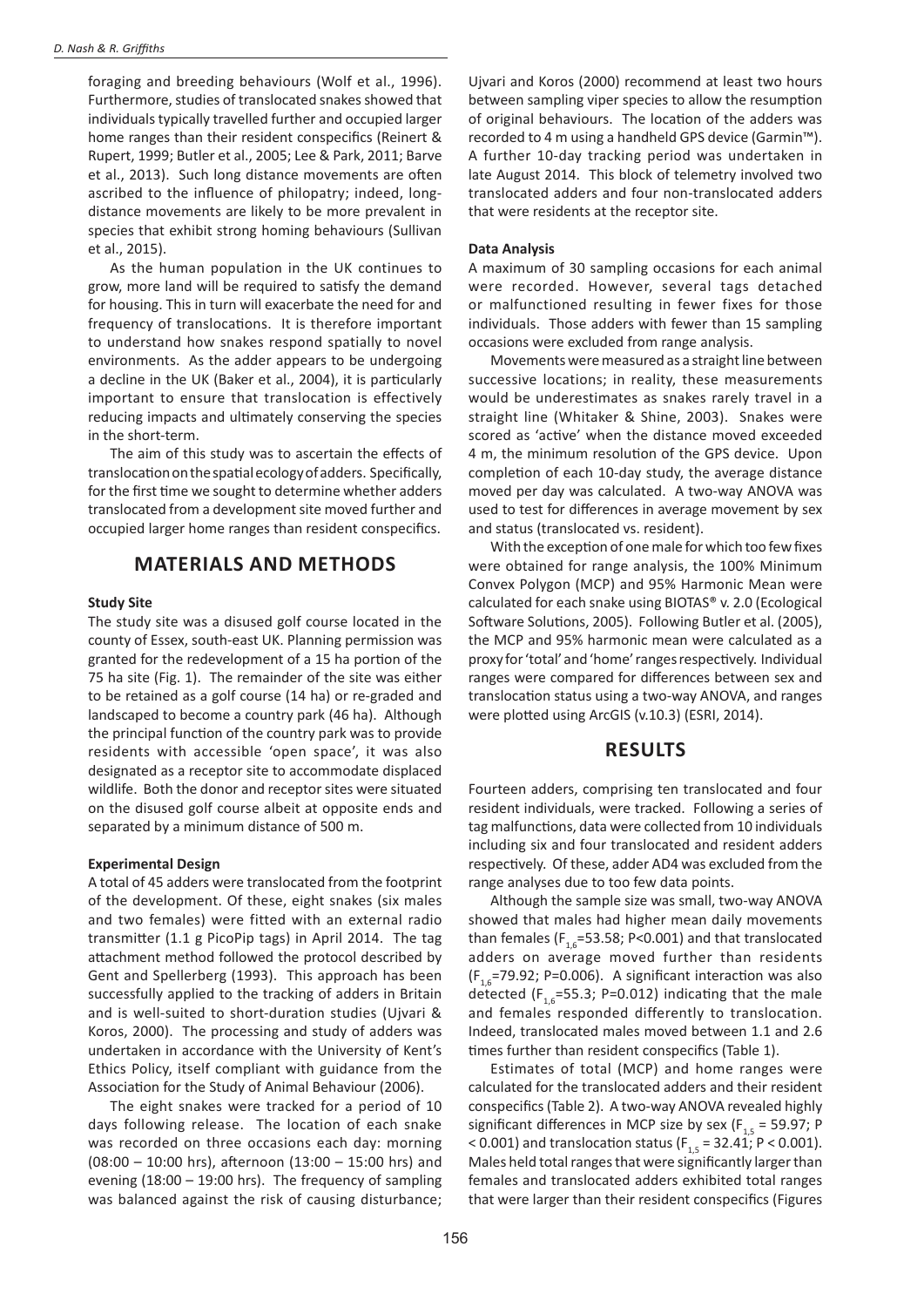foraging and breeding behaviours (Wolf et al., 1996). Furthermore, studies of translocated snakes showed that individuals typically travelled further and occupied larger home ranges than their resident conspecifics (Reinert & Rupert, 1999; Butler et al., 2005; Lee & Park, 2011; Barve et al., 2013). Such long distance movements are often ascribed to the influence of philopatry; indeed, long-distance movements are likely to be more prevalent in species that exhibit strong homing behaviours (Sullivan et al., 2015).

As the human population in the UK continues to grow, more land will be required to satisfy the demand for housing. This in turn will exacerbate the need for and frequency of translocations. It is therefore important to understand how snakes respond spatially to novel environments. As the adder appears to be undergoing a decline in the UK (Baker et al., 2004), it is particularly important to ensure that translocation is effectively reducing impacts and ultimately conserving the species in the short-term.

The aim of this study was to ascertain the effects of translocation on the spatial ecology of adders. Specifically, for the first time we sought to determine whether adders translocated from a development site moved further and occupied larger home ranges than resident conspecifics.

## MATERIALS AND METHODS

### Study Site

The study site was a disused golf course located in the county of Essex, south-east UK. Planning permission was granted for the redevelopment of a 15 ha portion of the 75 ha site (Fig. 1). The remainder of the site was either to be retained as a golf course (14 ha) or re-graded and landscaped to become a country park (46 ha). Although the principal function of the country park was to provide residents with accessible 'open space', it was also designated as a receptor site to accommodate displaced wildlife. Both the donor and receptor sites were situated on the disused golf course albeit at opposite ends and separated by a minimum distance of 500 m.

### Experimental Design

A total of 45 adders were translocated from the footprint of the development. Of these, eight snakes (six males and two females) were fitted with an external radio transmitter (1.1 g PicoPip tags) in April 2014. The tag attachment method followed the protocol described by Gent and Spellerberg (1993). This approach has been successfully applied to the tracking of adders in Britain and is well-suited to short-duration studies (Ujvari & Koros, 2000). The processing and study of adders was undertaken in accordance with the University of Kent's Ethics Policy, itself compliant with guidance from the Association for the Study of Animal Behaviour (2006).

The eight snakes were tracked for a period of 10 days following release. The location of each snake was recorded on three occasions each day: morning (08:00 – 10:00 hrs), afternoon (13:00 – 15:00 hrs) and evening (18:00 – 19:00 hrs). The frequency of sampling was balanced against the risk of causing disturbance; Ujvari and Koros (2000) recommend at least two hours between sampling viper species to allow the resumption of original behaviours. The location of the adders was recorded to 4 m using a handheld GPS device (Garmin™). A further 10-day tracking period was undertaken in late August 2014. This block of telemetry involved two translocated adders and four non-translocated adders that were residents at the receptor site.

### Data Analysis

A maximum of 30 sampling occasions for each animal were recorded. However, several tags detached or malfunctioned resulting in fewer fixes for those individuals. Those adders with fewer than 15 sampling occasions were excluded from range analysis.

Movements were measured as a straight line between successive locations; in reality, these measurements would be underestimates as snakes rarely travel in a straight line (Whitaker & Shine, 2003). Snakes were scored as 'active' when the distance moved exceeded 4 m, the minimum resolution of the GPS device. Upon completion of each 10-day study, the average distance moved per day was calculated. A two-way ANOVA was used to test for differences in average movement by sex and status (translocated vs. resident).

With the exception of one male for which too few fixes were obtained for range analysis, the 100% Minimum Convex Polygon (MCP) and 95% Harmonic Mean were calculated for each snake using BIOTAS® v. 2.0 (Ecological Software Solutions, 2005). Following Butler et al. (2005), the MCP and 95% harmonic mean were calculated as a proxy for 'total' and 'home' ranges respectively. Individual ranges were compared for differences between sex and translocation status using a two-way ANOVA, and ranges were plotted using ArcGIS (v.10.3) (ESRI, 2014).

## RESULTS

Fourteen adders, comprising ten translocated and four resident individuals, were tracked. Following a series of tag malfunctions, data were collected from 10 individuals including six and four translocated and resident adders respectively. Of these, adder AD4 was excluded from the range analyses due to too few data points.

Although the sample size was small, two-way ANOVA showed that males had higher mean daily movements than females ($F_{1,6}$=53.58; P<0.001) and that translocated adders on average moved further than residents ($F_{1,6}$=79.92; P=0.006). A significant interaction was also detected ($F_{1,6}$=55.3; P=0.012) indicating that the male and females responded differently to translocation. Indeed, translocated males moved between 1.1 and 2.6 times further than resident conspecifics (Table 1).

Estimates of total (MCP) and home ranges were calculated for the translocated adders and their resident conspecifics (Table 2). A two-way ANOVA revealed highly significant differences in MCP size by sex ($F_{1,5}$ = 59.97; P < 0.001) and translocation status ($F_{1,5}$ = 32.41; P < 0.001). Males held total ranges that were significantly larger than females and translocated adders exhibited total ranges that were larger than their resident conspecifics (Figures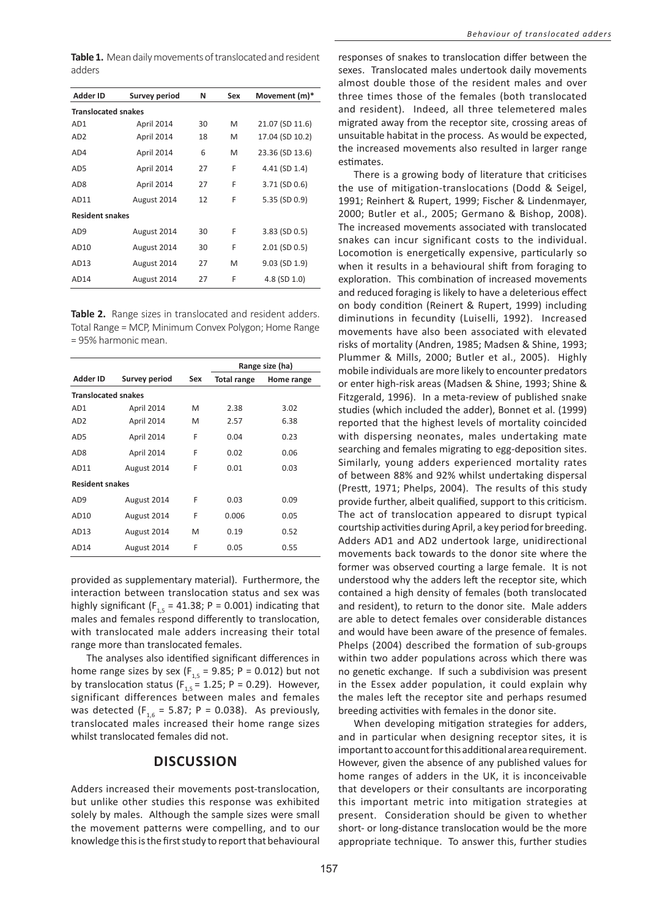**Table 1.** Mean daily movements of translocated and resident adders

| Adder ID | Survey period | N | Sex | Movement (m)* |
|---|---|---|---|---|
| **Translocated snakes** | | | | |
| AD1 | April 2014 | 30 | M | 21.07 (SD 11.6) |
| AD2 | April 2014 | 18 | M | 17.04 (SD 10.2) |
| AD4 | April 2014 | 6 | M | 23.36 (SD 13.6) |
| AD5 | April 2014 | 27 | F | 4.41 (SD 1.4) |
| AD8 | April 2014 | 27 | F | 3.71 (SD 0.6) |
| AD11 | August 2014 | 12 | F | 5.35 (SD 0.9) |
| **Resident snakes** | | | | |
| AD9 | August 2014 | 30 | F | 3.83 (SD 0.5) |
| AD10 | August 2014 | 30 | F | 2.01 (SD 0.5) |
| AD13 | August 2014 | 27 | M | 9.03 (SD 1.9) |
| AD14 | August 2014 | 27 | F | 4.8 (SD 1.0) |

**Table 2.** Range sizes in translocated and resident adders. Total Range = MCP, Minimum Convex Polygon; Home Range = 95% harmonic mean.

| | | | Range size (ha) | |
|---|---|---|---|---|
| Adder ID | Survey period | Sex | Total range | Home range |
| **Translocated snakes** | | | | |
| AD1 | April 2014 | M | 2.38 | 3.02 |
| AD2 | April 2014 | M | 2.57 | 6.38 |
| AD5 | April 2014 | F | 0.04 | 0.23 |
| AD8 | April 2014 | F | 0.02 | 0.06 |
| AD11 | August 2014 | F | 0.01 | 0.03 |
| **Resident snakes** | | | | |
| AD9 | August 2014 | F | 0.03 | 0.09 |
| AD10 | August 2014 | F | 0.006 | 0.05 |
| AD13 | August 2014 | M | 0.19 | 0.52 |
| AD14 | August 2014 | F | 0.05 | 0.55 |

provided as supplementary material). Furthermore, the interaction between translocation status and sex was highly significant ($F_{1,5}$ = 41.38; P = 0.001) indicating that males and females respond differently to translocation, with translocated male adders increasing their total range more than translocated females.

The analyses also identified significant differences in home range sizes by sex ($F_{1,5}$ = 9.85; P = 0.012) but not by translocation status ($F_{1,5}$ = 1.25; P = 0.29). However, significant differences between males and females was detected ($F_{1,6}$ = 5.87; P = 0.038). As previously, translocated males increased their home range sizes whilst translocated females did not.

## DISCUSSION

Adders increased their movements post-translocation, but unlike other studies this response was exhibited solely by males. Although the sample sizes were small the movement patterns were compelling, and to our knowledge this is the first study to report that behavioural responses of snakes to translocation differ between the sexes. Translocated males undertook daily movements almost double those of the resident males and over three times those of the females (both translocated and resident). Indeed, all three telemetered males migrated away from the receptor site, crossing areas of unsuitable habitat in the process. As would be expected, the increased movements also resulted in larger range estimates.

There is a growing body of literature that criticises the use of mitigation-translocations (Dodd & Seigel, 1991; Reinhert & Rupert, 1999; Fischer & Lindenmayer, 2000; Butler et al., 2005; Germano & Bishop, 2008). The increased movements associated with translocated snakes can incur significant costs to the individual. Locomotion is energetically expensive, particularly so when it results in a behavioural shift from foraging to exploration. This combination of increased movements and reduced foraging is likely to have a deleterious effect on body condition (Reinert & Rupert, 1999) including diminutions in fecundity (Luiselli, 1992). Increased movements have also been associated with elevated risks of mortality (Andren, 1985; Madsen & Shine, 1993; Plummer & Mills, 2000; Butler et al., 2005). Highly mobile individuals are more likely to encounter predators or enter high-risk areas (Madsen & Shine, 1993; Shine & Fitzgerald, 1996). In a meta-review of published snake studies (which included the adder), Bonnet et al. (1999) reported that the highest levels of mortality coincided with dispersing neonates, males undertaking mate searching and females migrating to egg-deposition sites. Similarly, young adders experienced mortality rates of between 88% and 92% whilst undertaking dispersal (Prestt, 1971; Phelps, 2004). The results of this study provide further, albeit qualified, support to this criticism. The act of translocation appeared to disrupt typical courtship activities during April, a key period for breeding. Adders AD1 and AD2 undertook large, unidirectional movements back towards to the donor site where the former was observed courting a large female. It is not understood why the adders left the receptor site, which contained a high density of females (both translocated and resident), to return to the donor site. Male adders are able to detect females over considerable distances and would have been aware of the presence of females. Phelps (2004) described the formation of sub-groups within two adder populations across which there was no genetic exchange. If such a subdivision was present in the Essex adder population, it could explain why the males left the receptor site and perhaps resumed breeding activities with females in the donor site.

When developing mitigation strategies for adders, and in particular when designing receptor sites, it is important to account for this additional area requirement. However, given the absence of any published values for home ranges of adders in the UK, it is inconceivable that developers or their consultants are incorporating this important metric into mitigation strategies at present. Consideration should be given to whether short- or long-distance translocation would be the more appropriate technique. To answer this, further studies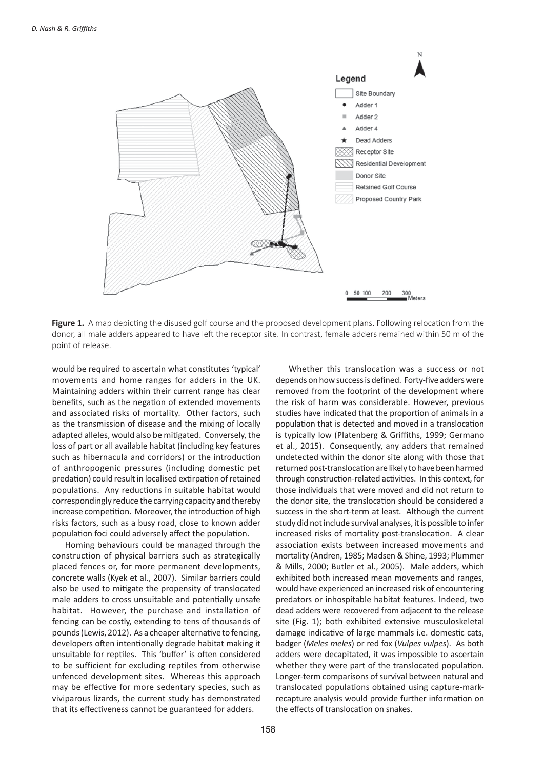**Figure 1.** A map depicting the disused golf course and the proposed development plans. Following relocation from the donor, all male adders appeared to have left the receptor site. In contrast, female adders remained within 50 m of the point of release.

would be required to ascertain what constitutes 'typical' movements and home ranges for adders in the UK. Maintaining adders within their current range has clear benefits, such as the negation of extended movements and associated risks of mortality. Other factors, such as the transmission of disease and the mixing of locally adapted alleles, would also be mitigated. Conversely, the loss of part or all available habitat (including key features such as hibernacula and corridors) or the introduction of anthropogenic pressures (including domestic pet predation) could result in localised extirpation of retained populations. Any reductions in suitable habitat would correspondingly reduce the carrying capacity and thereby increase competition. Moreover, the introduction of high risks factors, such as a busy road, close to known adder population foci could adversely affect the population.

Homing behaviours could be managed through the construction of physical barriers such as strategically placed fences or, for more permanent developments, concrete walls (Kyek et al., 2007). Similar barriers could also be used to mitigate the propensity of translocated male adders to cross unsuitable and potentially unsafe habitat. However, the purchase and installation of fencing can be costly, extending to tens of thousands of pounds (Lewis, 2012). As a cheaper alternative to fencing, developers often intentionally degrade habitat making it unsuitable for reptiles. This 'buffer' is often considered to be sufficient for excluding reptiles from otherwise unfenced development sites. Whereas this approach may be effective for more sedentary species, such as viviparous lizards, the current study has demonstrated that its effectiveness cannot be guaranteed for adders.

Whether this translocation was a success or not depends on how success is defined. Forty-five adders were removed from the footprint of the development where the risk of harm was considerable. However, previous studies have indicated that the proportion of animals in a population that is detected and moved in a translocation is typically low (Platenberg & Griffiths, 1999; Germano et al., 2015). Consequently, any adders that remained undetected within the donor site along with those that returned post-translocation are likely to have been harmed through construction-related activities. In this context, for those individuals that were moved and did not return to the donor site, the translocation should be considered a success in the short-term at least. Although the current study did not include survival analyses, it is possible to infer increased risks of mortality post-translocation. A clear association exists between increased movements and mortality (Andren, 1985; Madsen & Shine, 1993; Plummer & Mills, 2000; Butler et al., 2005). Male adders, which exhibited both increased mean movements and ranges, would have experienced an increased risk of encountering predators or inhospitable habitat features. Indeed, two dead adders were recovered from adjacent to the release site (Fig. 1); both exhibited extensive musculoskeletal damage indicative of large mammals i.e. domestic cats, badger (*Meles meles*) or red fox (*Vulpes vulpes*). As both adders were decapitated, it was impossible to ascertain whether they were part of the translocated population. Longer-term comparisons of survival between natural and translocated populations obtained using capture-mark-recapture analysis would provide further information on the effects of translocation on snakes.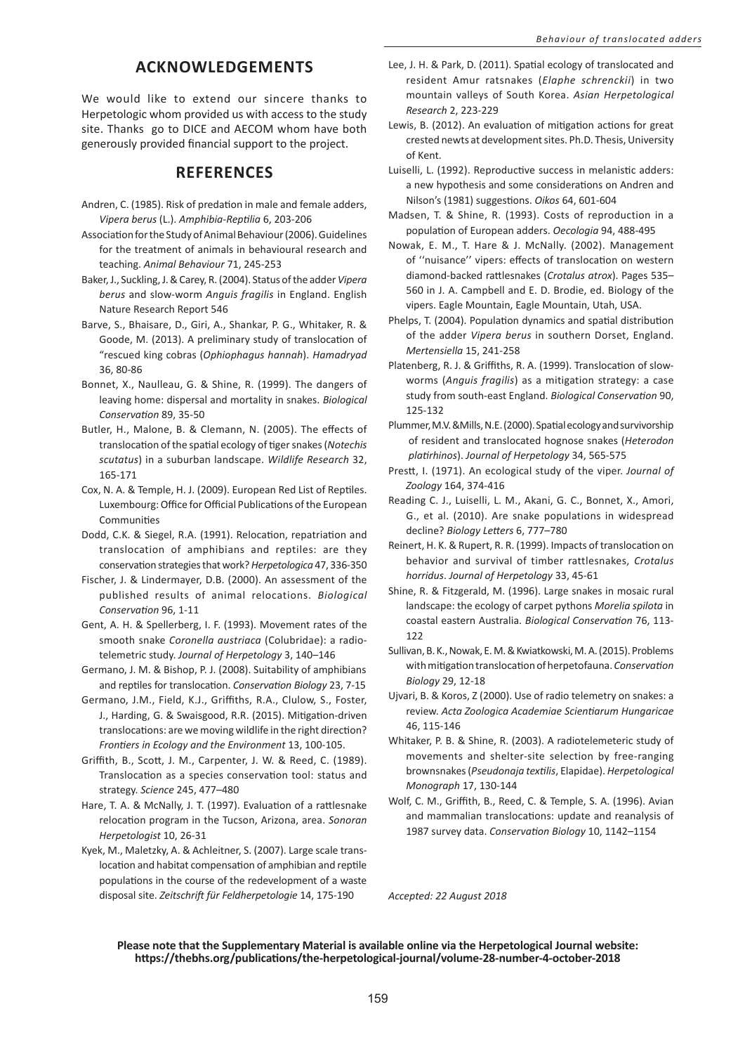## ACKNOWLEDGEMENTS

We would like to extend our sincere thanks to Herpetologic whom provided us with access to the study site. Thanks go to DICE and AECOM whom have both generously provided financial support to the project.

## REFERENCES

Andren, C. (1985). Risk of predation in male and female adders, *Vipera berus* (L.). *Amphibia-Reptilia* 6, 203-206

Association for the Study of Animal Behaviour (2006). Guidelines for the treatment of animals in behavioural research and teaching. *Animal Behaviour* 71, 245-253

Baker, J., Suckling, J. & Carey, R. (2004). Status of the adder *Vipera berus* and slow-worm *Anguis fragilis* in England. English Nature Research Report 546

Barve, S., Bhaisare, D., Giri, A., Shankar, P. G., Whitaker, R. & Goode, M. (2013). A preliminary study of translocation of "rescued king cobras (*Ophiophagus hannah*). *Hamadryad* 36, 80-86

Bonnet, X., Naulleau, G. & Shine, R. (1999). The dangers of leaving home: dispersal and mortality in snakes. *Biological Conservation* 89, 35-50

Butler, H., Malone, B. & Clemann, N. (2005). The effects of translocation of the spatial ecology of tiger snakes (*Notechis scutatus*) in a suburban landscape. *Wildlife Research* 32, 165-171

Cox, N. A. & Temple, H. J. (2009). European Red List of Reptiles. Luxembourg: Office for Official Publications of the European Communities

Dodd, C.K. & Siegel, R.A. (1991). Relocation, repatriation and translocation of amphibians and reptiles: are they conservation strategies that work? *Herpetologica* 47, 336-350

Fischer, J. & Lindermayer, D.B. (2000). An assessment of the published results of animal relocations. *Biological Conservation* 96, 1-11

Gent, A. H. & Spellerberg, I. F. (1993). Movement rates of the smooth snake *Coronella austriaca* (Colubridae): a radio-telemetric study. *Journal of Herpetology* 3, 140–146

Germano, J. M. & Bishop, P. J. (2008). Suitability of amphibians and reptiles for translocation. *Conservation Biology* 23, 7-15

Germano, J.M., Field, K.J., Griffiths, R.A., Clulow, S., Foster, J., Harding, G. & Swaisgood, R.R. (2015). Mitigation-driven translocations: are we moving wildlife in the right direction? *Frontiers in Ecology and the Environment* 13, 100-105.

Griffith, B., Scott, J. M., Carpenter, J. W. & Reed, C. (1989). Translocation as a species conservation tool: status and strategy. *Science* 245, 477–480

Hare, T. A. & McNally, J. T. (1997). Evaluation of a rattlesnake relocation program in the Tucson, Arizona, area. *Sonoran Herpetologist* 10, 26-31

Kyek, M., Maletzky, A. & Achleitner, S. (2007). Large scale translocation and habitat compensation of amphibian and reptile populations in the course of the redevelopment of a waste disposal site. *Zeitschrift für Feldherpetologie* 14, 175-190

Lee, J. H. & Park, D. (2011). Spatial ecology of translocated and resident Amur ratsnakes (*Elaphe schrenckii*) in two mountain valleys of South Korea. *Asian Herpetological Research* 2, 223-229

Lewis, B. (2012). An evaluation of mitigation actions for great crested newts at development sites. Ph.D. Thesis, University of Kent.

Luiselli, L. (1992). Reproductive success in melanistic adders: a new hypothesis and some considerations on Andren and Nilson's (1981) suggestions. *Oikos* 64, 601-604

Madsen, T. & Shine, R. (1993). Costs of reproduction in a population of European adders. *Oecologia* 94, 488-495

Nowak, E. M., T. Hare & J. McNally. (2002). Management of ''nuisance'' vipers: effects of translocation on western diamond-backed rattlesnakes (*Crotalus atrox*). Pages 535–560 in J. A. Campbell and E. D. Brodie, ed. Biology of the vipers. Eagle Mountain, Eagle Mountain, Utah, USA.

Phelps, T. (2004). Population dynamics and spatial distribution of the adder *Vipera berus* in southern Dorset, England. *Mertensiella* 15, 241-258

Platenberg, R. J. & Griffiths, R. A. (1999). Translocation of slow-worms (*Anguis fragilis*) as a mitigation strategy: a case study from south-east England. *Biological Conservation* 90, 125-132

Plummer, M.V. & Mills, N.E. (2000). Spatial ecology and survivorship of resident and translocated hognose snakes (*Heterodon platirhinos*). *Journal of Herpetology* 34, 565-575

Prestt, I. (1971). An ecological study of the viper. *Journal of Zoology* 164, 374-416

Reading C. J., Luiselli, L. M., Akani, G. C., Bonnet, X., Amori, G., et al. (2010). Are snake populations in widespread decline? *Biology Letters* 6, 777–780

Reinert, H. K. & Rupert, R. R. (1999). Impacts of translocation on behavior and survival of timber rattlesnakes, *Crotalus horridus*. *Journal of Herpetology* 33, 45-61

Shine, R. & Fitzgerald, M. (1996). Large snakes in mosaic rural landscape: the ecology of carpet pythons *Morelia spilota* in coastal eastern Australia. *Biological Conservation* 76, 113-122

Sullivan, B. K., Nowak, E. M. & Kwiatkowski, M. A. (2015). Problems with mitigation translocation of herpetofauna. *Conservation Biology* 29, 12-18

Ujvari, B. & Koros, Z (2000). Use of radio telemetry on snakes: a review. *Acta Zoologica Academiae Scientiarum Hungaricae* 46, 115-146

Whitaker, P. B. & Shine, R. (2003). A radiotelemeteric study of movements and shelter-site selection by free-ranging brownsnakes (*Pseudonaja textilis*, Elapidae). *Herpetological Monograph* 17, 130-144

Wolf, C. M., Griffith, B., Reed, C. & Temple, S. A. (1996). Avian and mammalian translocations: update and reanalysis of 1987 survey data. *Conservation Biology* 10, 1142–1154

*Accepted: 22 August 2018*

**Please note that the Supplementary Material is available online via the Herpetological Journal website: https://thebhs.org/publications/the-herpetological-journal/volume-28-number-4-october-2018**